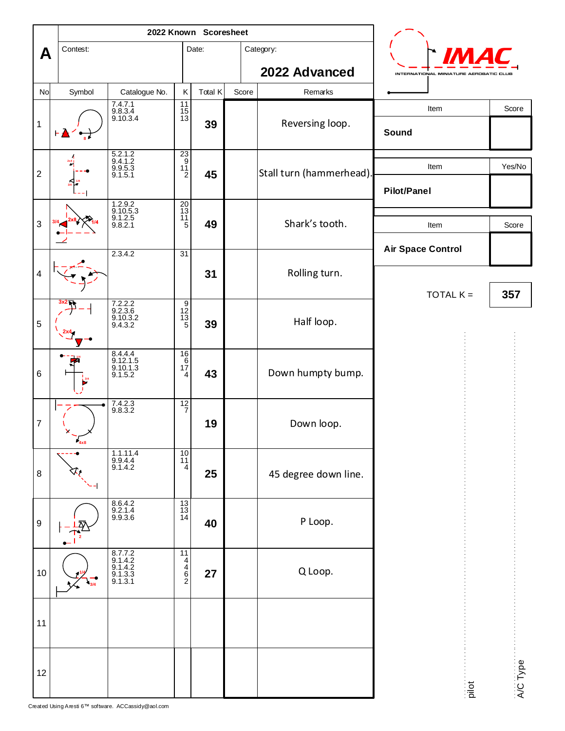# 2022 Known Scoresheet

**A**

Contest: | Date: | Category: **2022 Advanced**

IMAC INTERNATIONAL MINIATURE AEROBATIC CLUB

| No | Symbol | Catalogue No. | K | Total K | Score | Remarks |
|---|---|---|---|---|---|---|
| 1 | | 7.4.7.1<br>9.8.3.4<br>9.10.3.4 | 11<br>15<br>13 | 39 | | Reversing loop. |
| 2 | | 5.2.1.2<br>9.4.1.2<br>9.9.5.3<br>9.1.5.1 | 23<br>9<br>11<br>2 | 45 | | Stall turn (hammerhead). |
| 3 | | 1.2.9.2<br>9.10.5.3<br>9.1.2.5<br>9.8.2.1 | 20<br>13<br>11<br>5 | 49 | | Shark's tooth. |
| 4 | | 2.3.4.2 | 31 | 31 | | Rolling turn. |
| 5 | | 7.2.2.2<br>9.2.3.6<br>9.10.3.2<br>9.4.3.2 | 9<br>12<br>13<br>5 | 39 | | Half loop. |
| 6 | | 8.4.4.4<br>9.12.1.5<br>9.10.1.3<br>9.1.5.2 | 16<br>6<br>17<br>4 | 43 | | Down humpty bump. |
| 7 | | 7.4.2.3<br>9.8.3.2 | 12<br>7 | 19 | | Down loop. |
| 8 | | 1.1.11.4<br>9.9.4.4<br>9.1.4.2 | 10<br>11<br>4 | 25 | | 45 degree down line. |
| 9 | | 8.6.4.2<br>9.2.1.4<br>9.9.3.6 | 13<br>13<br>14 | 40 | | P Loop. |
| 10 | | 8.7.7.2<br>9.1.4.2<br>9.1.4.2<br>9.1.3.3<br>9.1.3.1 | 11<br>4<br>4<br>6<br>2 | 27 | | Q Loop. |
| 11 | | | | | | |
| 12 | | | | | | |

| Item | Score |
|---|---|
| Sound | |

| Item | Yes/No |
|---|---|
| Pilot/Panel | |

| Item | Score |
|---|---|
| Air Space Control | |

TOTAL K = **357**

pilot

A/C Type

Created Using Aresti 6™ software. ACCassidy@aol.com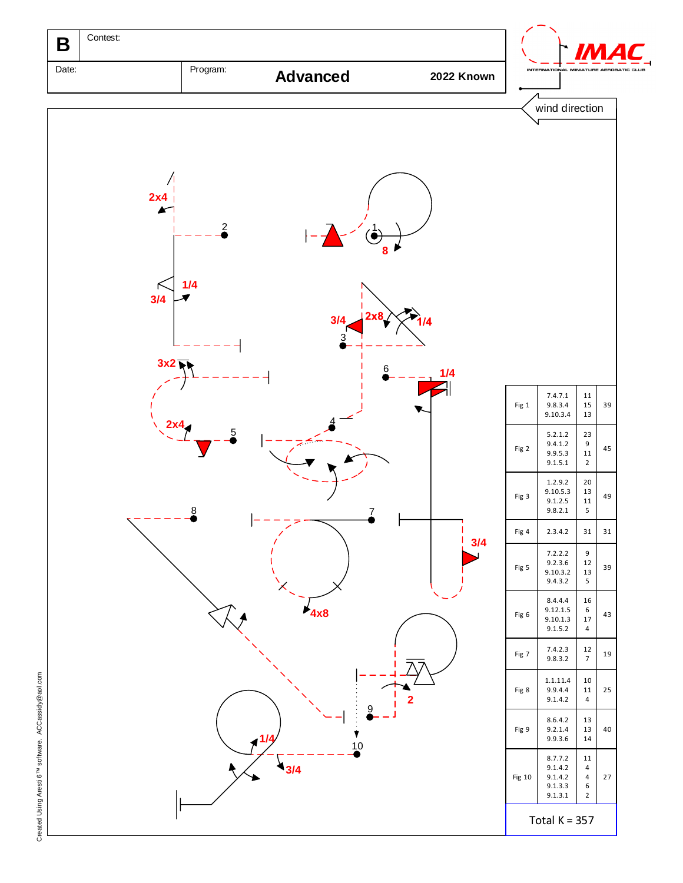| B | Contest: | |
|---|---|---|
| Date: | Program: **Advanced** | **2022 Known** |

IMAC
INTERNATIONAL MINIATURE AEROBATIC CLUB

wind direction

| Fig | Catalog | K | Total |
|---|---|---|---|
| Fig 1 | 7.4.7.1<br>9.8.3.4<br>9.10.3.4 | 11<br>15<br>13 | 39 |
| Fig 2 | 5.2.1.2<br>9.4.1.2<br>9.9.5.3<br>9.1.5.1 | 23<br>9<br>11<br>2 | 45 |
| Fig 3 | 1.2.9.2<br>9.10.5.3<br>9.1.2.5<br>9.8.2.1 | 20<br>13<br>11<br>5 | 49 |
| Fig 4 | 2.3.4.2 | 31 | 31 |
| Fig 5 | 7.2.2.2<br>9.2.3.6<br>9.10.3.2<br>9.4.3.2 | 9<br>12<br>13<br>5 | 39 |
| Fig 6 | 8.4.4.4<br>9.12.1.5<br>9.10.1.3<br>9.1.5.2 | 16<br>6<br>17<br>4 | 43 |
| Fig 7 | 7.4.2.3<br>9.8.3.2 | 12<br>7 | 19 |
| Fig 8 | 1.1.11.4<br>9.9.4.4<br>9.1.4.2 | 10<br>11<br>4 | 25 |
| Fig 9 | 8.6.4.2<br>9.2.1.4<br>9.9.3.6 | 13<br>13<br>14 | 40 |
| Fig 10 | 8.7.7.2<br>9.1.4.2<br>9.1.4.2<br>9.1.3.3<br>9.1.3.1 | 11<br>4<br>4<br>6<br>2 | 27 |

Total K = 357

Created Using Aresti 6™ software. ACCassidy@aol.com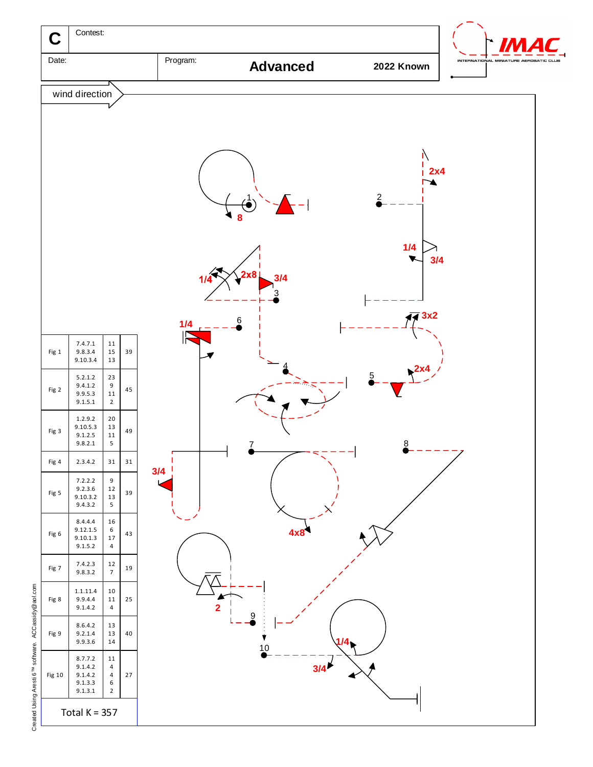| C | Contest: | |
|---|---|---|
| Date: | Program: **Advanced** | **2022 Known** |

IMAC
INTERNATIONAL MINIATURE AEROBATIC CLUB

wind direction

1 8
2 2x4 1/4 3/4
3 1/4 2x8 3/4
4
5 3x2 2x4
6 1/4
7 4x8
8
9 2
10 1/4 3/4
3/4

| | | | |
|---|---|---|---|
| Fig 1 | 7.4.7.1<br>9.8.3.4<br>9.10.3.4 | 11<br>15<br>13 | 39 |
| Fig 2 | 5.2.1.2<br>9.4.1.2<br>9.9.5.3<br>9.1.5.1 | 23<br>9<br>11<br>2 | 45 |
| Fig 3 | 1.2.9.2<br>9.10.5.3<br>9.1.2.5<br>9.8.2.1 | 20<br>13<br>11<br>5 | 49 |
| Fig 4 | 2.3.4.2 | 31 | 31 |
| Fig 5 | 7.2.2.2<br>9.2.3.6<br>9.10.3.2<br>9.4.3.2 | 9<br>12<br>13<br>5 | 39 |
| Fig 6 | 8.4.4.4<br>9.12.1.5<br>9.10.1.3<br>9.1.5.2 | 16<br>6<br>17<br>4 | 43 |
| Fig 7 | 7.4.2.3<br>9.8.3.2 | 12<br>7 | 19 |
| Fig 8 | 1.1.11.4<br>9.9.4.4<br>9.1.4.2 | 10<br>11<br>4 | 25 |
| Fig 9 | 8.6.4.2<br>9.2.1.4<br>9.9.3.6 | 13<br>13<br>14 | 40 |
| Fig 10 | 8.7.7.2<br>9.1.4.2<br>9.1.4.2<br>9.1.3.3<br>9.1.3.1 | 11<br>4<br>4<br>6<br>2 | 27 |

Total K = 357

Created Using Aresti 6™ software. ACCassidy@aol.com